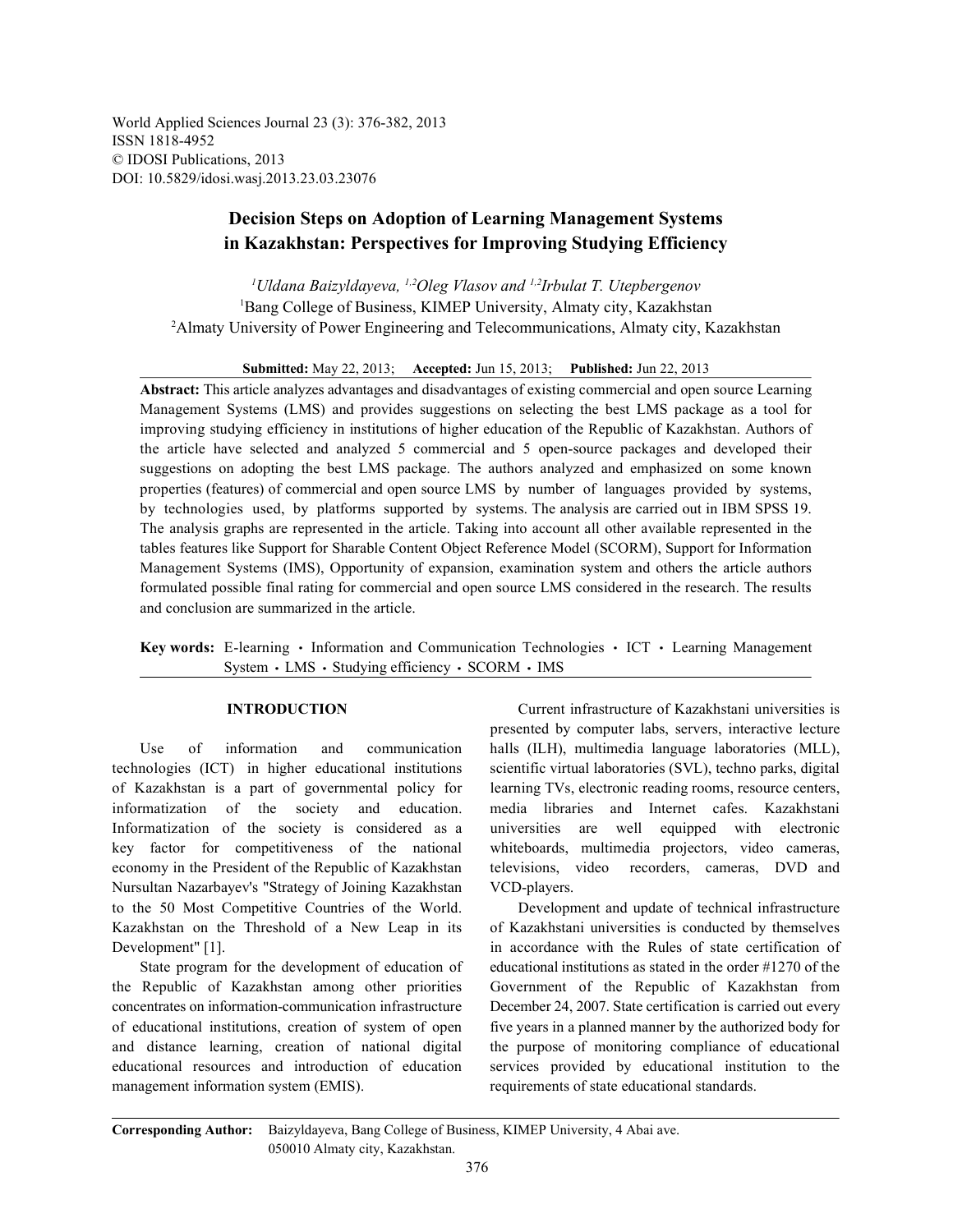World Applied Sciences Journal 23 (3): 376-382, 2013
ISSN 1818-4952
© IDOSI Publications, 2013
DOI: 10.5829/idosi.wasj.2013.23.03.23076

# Decision Steps on Adoption of Learning Management Systems in Kazakhstan: Perspectives for Improving Studying Efficiency

*[1]Uldana Baizyldayeva, [1,2]Oleg Vlasov and [1,2]Irbulat T. Utepbergenov*

[1]Bang College of Business, KIMEP University, Almaty city, Kazakhstan
[2]Almaty University of Power Engineering and Telecommunications, Almaty city, Kazakhstan

**Submitted:** May 22, 2013; **Accepted:** Jun 15, 2013; **Published:** Jun 22, 2013

**Abstract:** This article analyzes advantages and disadvantages of existing commercial and open source Learning Management Systems (LMS) and provides suggestions on selecting the best LMS package as a tool for improving studying efficiency in institutions of higher education of the Republic of Kazakhstan. Authors of the article have selected and analyzed 5 commercial and 5 open-source packages and developed their suggestions on adopting the best LMS package. The authors analyzed and emphasized on some known properties (features) of commercial and open source LMS by number of languages provided by systems, by technologies used, by platforms supported by systems. The analysis are carried out in IBM SPSS 19. The analysis graphs are represented in the article. Taking into account all other available represented in the tables features like Support for Sharable Content Object Reference Model (SCORM), Support for Information Management Systems (IMS), Opportunity of expansion, examination system and others the article authors formulated possible final rating for commercial and open source LMS considered in the research. The results and conclusion are summarized in the article.

**Key words:** E-learning • Information and Communication Technologies • ICT • Learning Management System • LMS • Studying efficiency • SCORM • IMS

## INTRODUCTION

Use of information and communication technologies (ICT) in higher educational institutions of Kazakhstan is a part of governmental policy for informatization of the society and education. Informatization of the society is considered as a key factor for competitiveness of the national economy in the President of the Republic of Kazakhstan Nursultan Nazarbayev's "Strategy of Joining Kazakhstan to the 50 Most Competitive Countries of the World. Kazakhstan on the Threshold of a New Leap in its Development" [1].

State program for the development of education of the Republic of Kazakhstan among other priorities concentrates on information-communication infrastructure of educational institutions, creation of system of open and distance learning, creation of national digital educational resources and introduction of education management information system (EMIS).

Current infrastructure of Kazakhstani universities is presented by computer labs, servers, interactive lecture halls (ILH), multimedia language laboratories (MLL), scientific virtual laboratories (SVL), techno parks, digital learning TVs, electronic reading rooms, resource centers, media libraries and Internet cafes. Kazakhstani universities are well equipped with electronic whiteboards, multimedia projectors, video cameras, televisions, video recorders, cameras, DVD and VCD-players.

Development and update of technical infrastructure of Kazakhstani universities is conducted by themselves in accordance with the Rules of state certification of educational institutions as stated in the order #1270 of the Government of the Republic of Kazakhstan from December 24, 2007. State certification is carried out every five years in a planned manner by the authorized body for the purpose of monitoring compliance of educational services provided by educational institution to the requirements of state educational standards.

**Corresponding Author:** Baizyldayeva, Bang College of Business, KIMEP University, 4 Abai ave. 050010 Almaty city, Kazakhstan.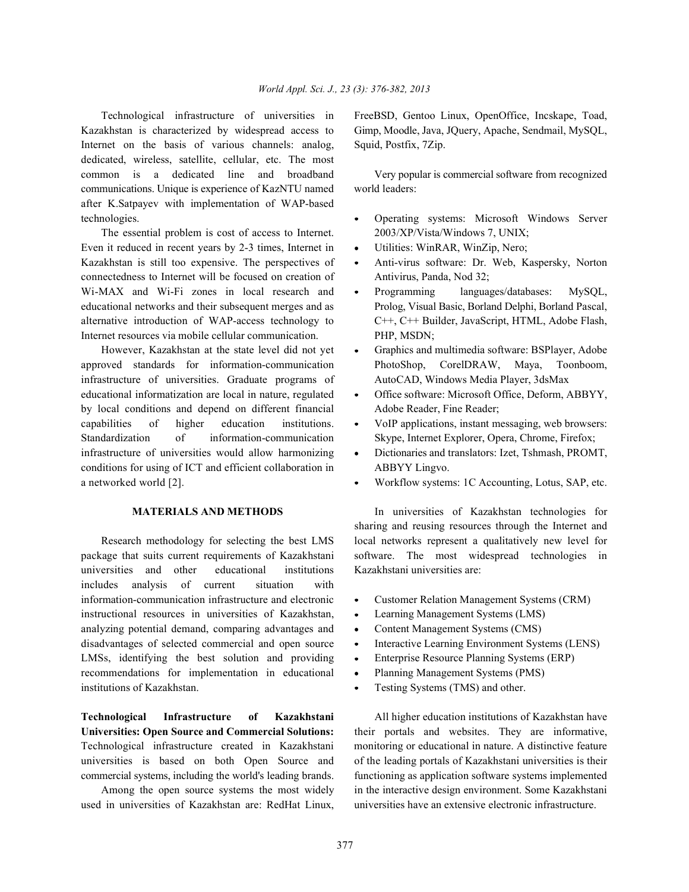Technological infrastructure of universities in Kazakhstan is characterized by widespread access to Internet on the basis of various channels: analog, dedicated, wireless, satellite, cellular, etc. The most common is a dedicated line and broadband communications. Unique is experience of KazNTU named after K.Satpayev with implementation of WAP-based technologies.

The essential problem is cost of access to Internet. Even it reduced in recent years by 2-3 times, Internet in Kazakhstan is still too expensive. The perspectives of connectedness to Internet will be focused on creation of Wi-MAX and Wi-Fi zones in local research and educational networks and their subsequent merges and as alternative introduction of WAP-access technology to Internet resources via mobile cellular communication.

However, Kazakhstan at the state level did not yet approved standards for information-communication infrastructure of universities. Graduate programs of educational informatization are local in nature, regulated by local conditions and depend on different financial capabilities of higher education institutions. Standardization of information-communication infrastructure of universities would allow harmonizing conditions for using of ICT and efficient collaboration in a networked world [2].

## MATERIALS AND METHODS

Research methodology for selecting the best LMS package that suits current requirements of Kazakhstani universities and other educational institutions includes analysis of current situation with information-communication infrastructure and electronic instructional resources in universities of Kazakhstan, analyzing potential demand, comparing advantages and disadvantages of selected commercial and open source LMSs, identifying the best solution and providing recommendations for implementation in educational institutions of Kazakhstan.

**Technological Infrastructure of Kazakhstani Universities: Open Source and Commercial Solutions:** Technological infrastructure created in Kazakhstani universities is based on both Open Source and commercial systems, including the world's leading brands.

Among the open source systems the most widely used in universities of Kazakhstan are: RedHat Linux, FreeBSD, Gentoo Linux, OpenOffice, Incskape, Toad, Gimp, Moodle, Java, JQuery, Apache, Sendmail, MySQL, Squid, Postfix, 7Zip.

Very popular is commercial software from recognized world leaders:

- Operating systems: Microsoft Windows Server 2003/XP/Vista/Windows 7, UNIX;
- Utilities: WinRAR, WinZip, Nero;
- Anti-virus software: Dr. Web, Kaspersky, Norton Antivirus, Panda, Nod 32;
- Programming languages/databases: MySQL, Prolog, Visual Basic, Borland Delphi, Borland Pascal, C++, C++ Builder, JavaScript, HTML, Adobe Flash, PHP, MSDN;
- Graphics and multimedia software: BSPlayer, Adobe PhotoShop, CorelDRAW, Maya, Toonboom, AutoCAD, Windows Media Player, 3dsMax
- Office software: Microsoft Office, Deform, ABBYY, Adobe Reader, Fine Reader;
- VoIP applications, instant messaging, web browsers: Skype, Internet Explorer, Opera, Chrome, Firefox;
- Dictionaries and translators: Izet, Tshmash, PROMT, ABBYY Lingvo.
- Workflow systems: 1C Accounting, Lotus, SAP, etc.

In universities of Kazakhstan technologies for sharing and reusing resources through the Internet and local networks represent a qualitatively new level for software. The most widespread technologies in Kazakhstani universities are:

- Customer Relation Management Systems (CRM)
- Learning Management Systems (LMS)
- Content Management Systems (CMS)
- Interactive Learning Environment Systems (LENS)
- Enterprise Resource Planning Systems (ERP)
- Planning Management Systems (PMS)
- Testing Systems (TMS) and other.

All higher education institutions of Kazakhstan have their portals and websites. They are informative, monitoring or educational in nature. A distinctive feature of the leading portals of Kazakhstani universities is their functioning as application software systems implemented in the interactive design environment. Some Kazakhstani universities have an extensive electronic infrastructure.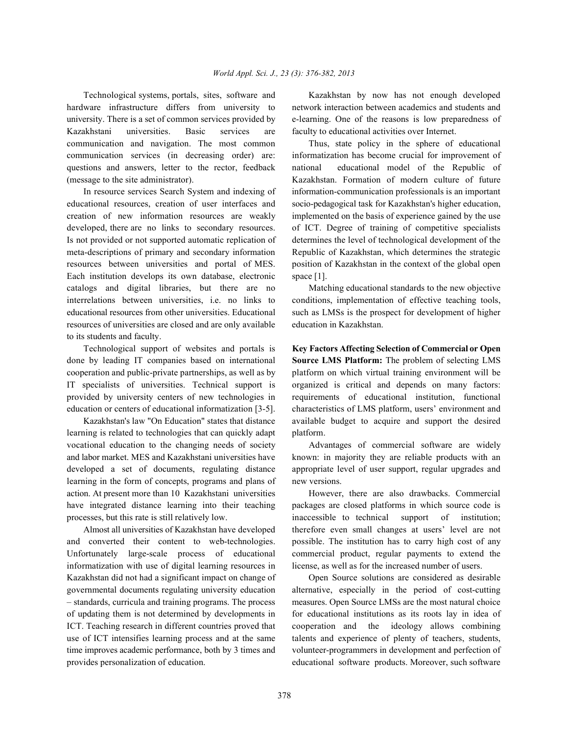Technological systems, portals, sites, software and hardware infrastructure differs from university to university. There is a set of common services provided by Kazakhstani universities. Basic services are communication and navigation. The most common communication services (in decreasing order) are: questions and answers, letter to the rector, feedback (message to the site administrator).

In resource services Search System and indexing of educational resources, creation of user interfaces and creation of new information resources are weakly developed, there are no links to secondary resources. Is not provided or not supported automatic replication of meta-descriptions of primary and secondary information resources between universities and portal of MES. Each institution develops its own database, electronic catalogs and digital libraries, but there are no interrelations between universities, i.e. no links to educational resources from other universities. Educational resources of universities are closed and are only available to its students and faculty.

Technological support of websites and portals is done by leading IT companies based on international cooperation and public-private partnerships, as well as by IT specialists of universities. Technical support is provided by university centers of new technologies in education or centers of educational informatization [3-5].

Kazakhstan's law "On Education" states that distance learning is related to technologies that can quickly adapt vocational education to the changing needs of society and labor market. MES and Kazakhstani universities have developed a set of documents, regulating distance learning in the form of concepts, programs and plans of action. At present more than 10 Kazakhstani universities have integrated distance learning into their teaching processes, but this rate is still relatively low.

Almost all universities of Kazakhstan have developed and converted their content to web-technologies. Unfortunately large-scale process of educational informatization with use of digital learning resources in Kazakhstan did not had a significant impact on change of governmental documents regulating university education – standards, curricula and training programs. The process of updating them is not determined by developments in ICT. Teaching research in different countries proved that use of ICT intensifies learning process and at the same time improves academic performance, both by 3 times and provides personalization of education.

Kazakhstan by now has not enough developed network interaction between academics and students and e-learning. One of the reasons is low preparedness of faculty to educational activities over Internet.

Thus, state policy in the sphere of educational informatization has become crucial for improvement of national educational model of the Republic of Kazakhstan. Formation of modern culture of future information-communication professionals is an important socio-pedagogical task for Kazakhstan's higher education, implemented on the basis of experience gained by the use of ICT. Degree of training of competitive specialists determines the level of technological development of the Republic of Kazakhstan, which determines the strategic position of Kazakhstan in the context of the global open space [1].

Matching educational standards to the new objective conditions, implementation of effective teaching tools, such as LMSs is the prospect for development of higher education in Kazakhstan.

**Key Factors Affecting Selection of Commercial or Open Source LMS Platform:** The problem of selecting LMS platform on which virtual training environment will be organized is critical and depends on many factors: requirements of educational institution, functional characteristics of LMS platform, users' environment and available budget to acquire and support the desired platform.

Advantages of commercial software are widely known: in majority they are reliable products with an appropriate level of user support, regular upgrades and new versions.

However, there are also drawbacks. Commercial packages are closed platforms in which source code is inaccessible to technical support of institution; therefore even small changes at users' level are not possible. The institution has to carry high cost of any commercial product, regular payments to extend the license, as well as for the increased number of users.

Open Source solutions are considered as desirable alternative, especially in the period of cost-cutting measures. Open Source LMSs are the most natural choice for educational institutions as its roots lay in idea of cooperation and the ideology allows combining talents and experience of plenty of teachers, students, volunteer-programmers in development and perfection of educational software products. Moreover, such software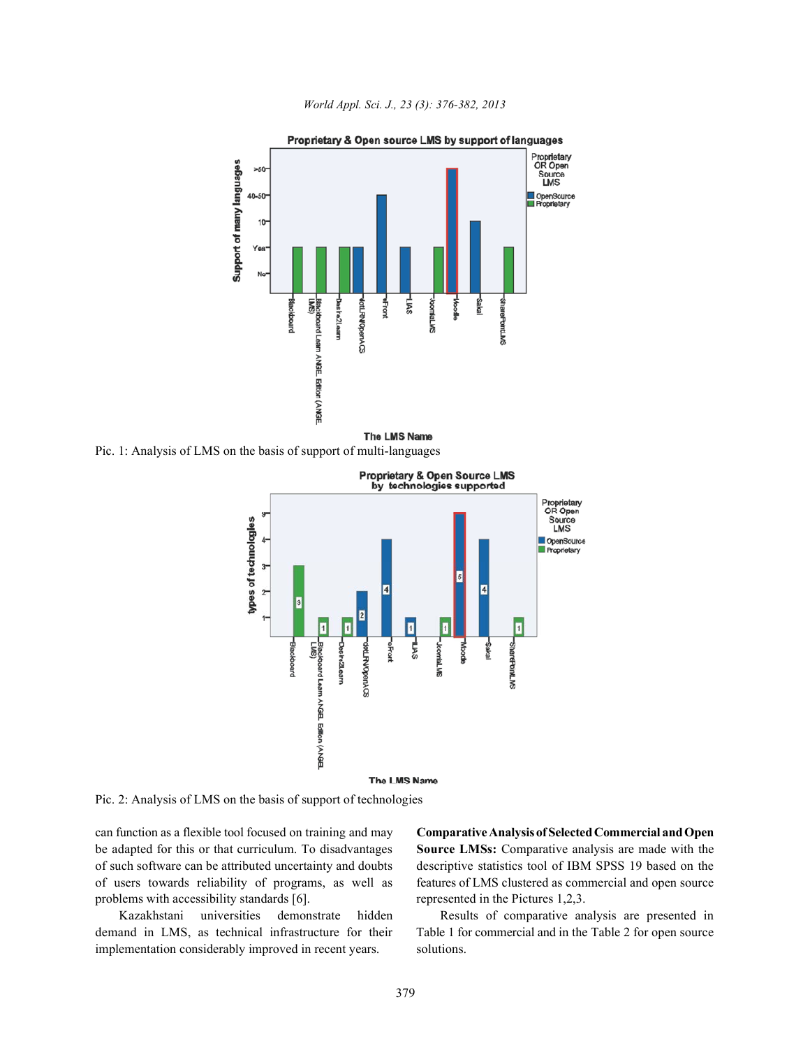Pic. 1: Analysis of LMS on the basis of support of multi-languages

Pic. 2: Analysis of LMS on the basis of support of technologies

can function as a flexible tool focused on training and may be adapted for this or that curriculum. To disadvantages of such software can be attributed uncertainty and doubts of users towards reliability of programs, as well as problems with accessibility standards [6].

Kazakhstani universities demonstrate hidden demand in LMS, as technical infrastructure for their implementation considerably improved in recent years.

**Comparative Analysis of Selected Commercial and Open Source LMSs:** Comparative analysis are made with the descriptive statistics tool of IBM SPSS 19 based on the features of LMS clustered as commercial and open source represented in the Pictures 1,2,3.

Results of comparative analysis are presented in Table 1 for commercial and in the Table 2 for open source solutions.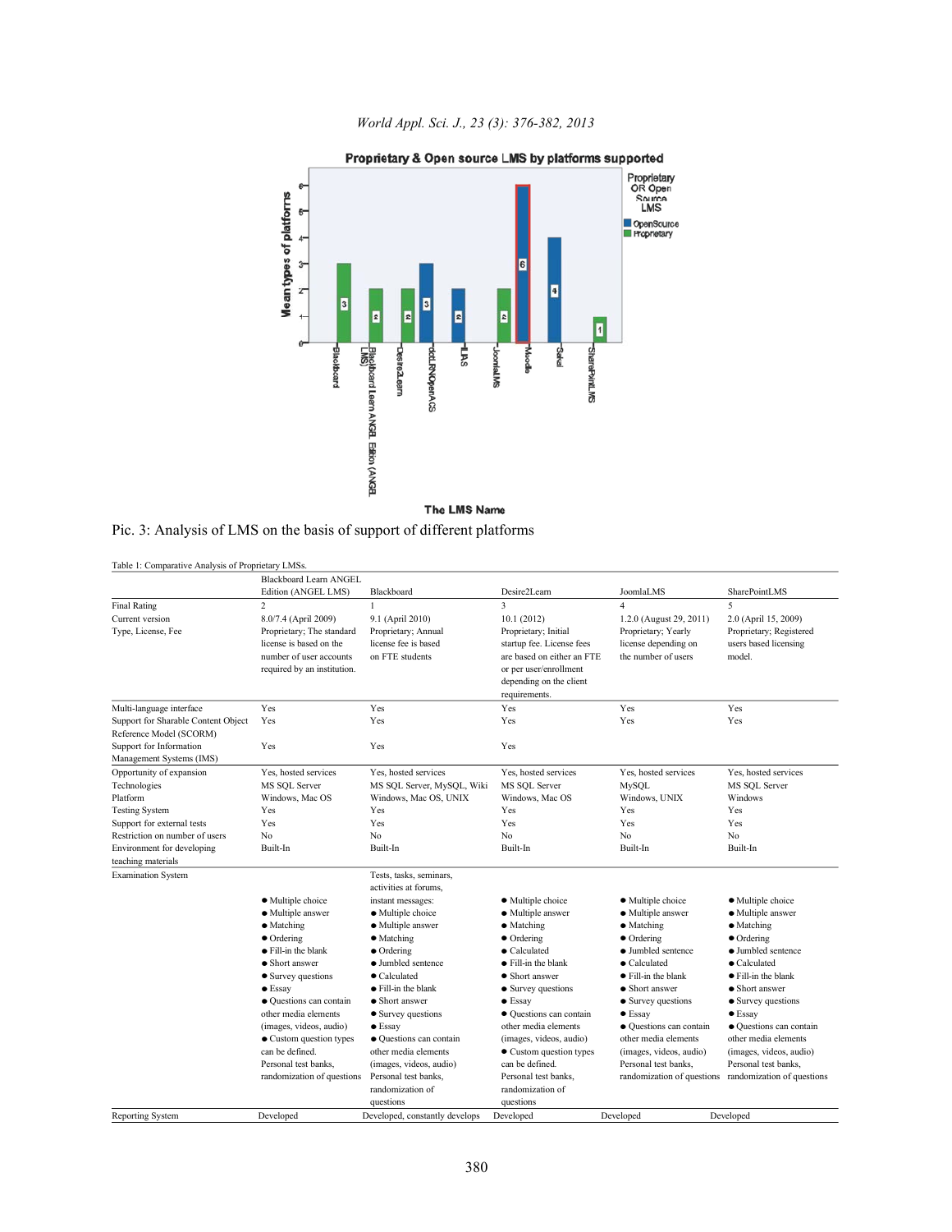Pic. 3: Analysis of LMS on the basis of support of different platforms

Table 1: Comparative Analysis of Proprietary LMSs.

| | Blackboard Learn ANGEL Edition (ANGEL LMS) | Blackboard | Desire2Learn | JoomlaLMS | SharePointLMS |
|---|---|---|---|---|---|
| Final Rating | 2 | 1 | 3 | 4 | 5 |
| Current version | 8.0/7.4 (April 2009) | 9.1 (April 2010) | 10.1 (2012) | 1.2.0 (August 29, 2011) | 2.0 (April 15, 2009) |
| Type, License, Fee | Proprietary; The standard license is based on the number of user accounts required by an institution. | Proprietary; Annual license fee is based on FTE students | Proprietary; Initial startup fee. License fees are based on either an FTE or per user/enrollment depending on the client requirements. | Proprietary; Yearly license depending on the number of users | Proprietary; Registered users based licensing model. |
| Multi-language interface | Yes | Yes | Yes | Yes | Yes |
| Support for Sharable Content Object Reference Model (SCORM) | Yes | Yes | Yes | Yes | Yes |
| Support for Information Management Systems (IMS) | Yes | Yes | Yes | | |
| Opportunity of expansion | Yes, hosted services | Yes, hosted services | Yes, hosted services | Yes, hosted services | Yes, hosted services |
| Technologies | MS SQL Server | MS SQL Server, MySQL, Wiki | MS SQL Server | MySQL | MS SQL Server |
| Platform | Windows, Mac OS | Windows, Mac OS, UNIX | Windows, Mac OS | Windows, UNIX | Windows |
| Testing System | Yes | Yes | Yes | Yes | Yes |
| Support for external tests | Yes | Yes | Yes | Yes | Yes |
| Restriction on number of users | No | No | No | No | No |
| Environment for developing teaching materials | Built-In | Built-In | Built-In | Built-In | Built-In |
| Examination System | ● Multiple choice ● Multiple answer ● Matching ● Ordering ● Fill-in the blank ● Short answer ● Survey questions ● Essay ● Questions can contain other media elements (images, videos, audio) ● Custom question types can be defined. Personal test banks, randomization of questions | Tests, tasks, seminars, activities at forums, instant messages: ● Multiple choice ● Multiple answer ● Matching ● Ordering ● Jumbled sentence ● Calculated ● Fill-in the blank ● Short answer ● Survey questions ● Essay ● Questions can contain other media elements (images, videos, audio) Personal test banks, randomization of questions | ● Multiple choice ● Multiple answer ● Matching ● Ordering ● Calculated ● Fill-in the blank ● Short answer ● Survey questions ● Essay ● Questions can contain other media elements (images, videos, audio) ● Custom question types can be defined. Personal test banks, randomization of questions | ● Multiple choice ● Multiple answer ● Matching ● Ordering ● Jumbled sentence ● Calculated ● Fill-in the blank ● Short answer ● Survey questions ● Essay ● Questions can contain other media elements (images, videos, audio) Personal test banks, randomization of questions | ● Multiple choice ● Multiple answer ● Ordering ● Jumbled sentence ● Calculated ● Fill-in the blank ● Short answer ● Survey questions ● Essay ● Questions can contain other media elements (images, videos, audio) Personal test banks, randomization of questions |
| Reporting System | Developed | Developed, constantly develops | Developed | Developed | Developed |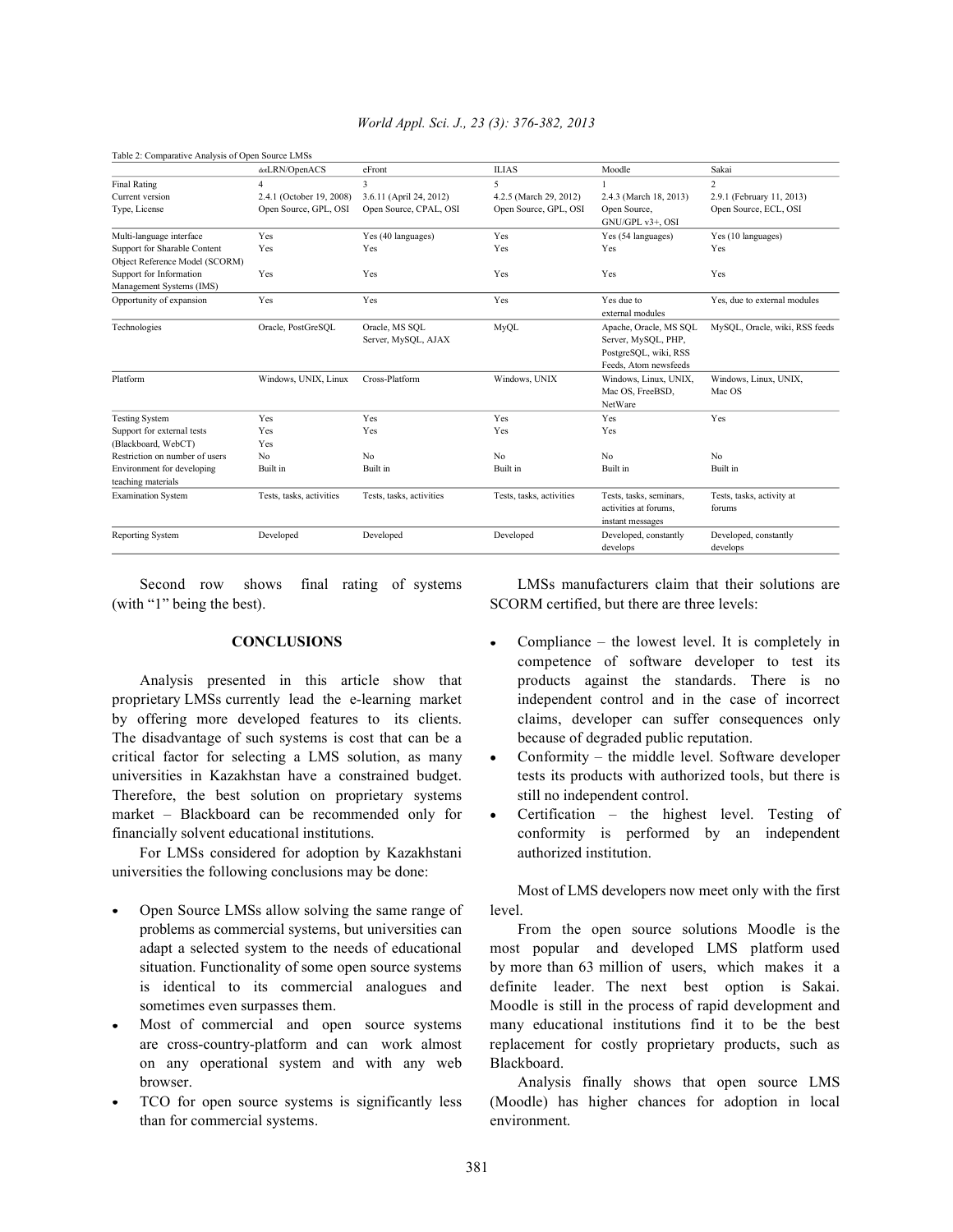Table 2: Comparative Analysis of Open Source LMSs

| | dotLRN/OpenACS | eFront | ILIAS | Moodle | Sakai |
|---|---|---|---|---|---|
| Final Rating | 4 | 3 | 5 | 1 | 2 |
| Current version | 2.4.1 (October 19, 2008) | 3.6.11 (April 24, 2012) | 4.2.5 (March 29, 2012) | 2.4.3 (March 18, 2013) | 2.9.1 (February 11, 2013) |
| Type, License | Open Source, GPL, OSI | Open Source, CPAL, OSI | Open Source, GPL, OSI | Open Source, GNU/GPL v3+, OSI | Open Source, ECL, OSI |
| Multi-language interface | Yes | Yes (40 languages) | Yes | Yes (54 languages) | Yes (10 languages) |
| Support for Sharable Content Object Reference Model (SCORM) | Yes | Yes | Yes | Yes | Yes |
| Support for Information Management Systems (IMS) | Yes | Yes | Yes | Yes | Yes |
| Opportunity of expansion | Yes | Yes | Yes | Yes due to external modules | Yes, due to external modules |
| Technologies | Oracle, PostGreSQL | Oracle, MS SQL Server, MySQL, AJAX | MyQL | Apache, Oracle, MS SQL Server, MySQL, PHP, PostgreSQL, wiki, RSS Feeds, Atom newsfeeds | MySQL, Oracle, wiki, RSS feeds |
| Platform | Windows, UNIX, Linux | Cross-Platform | Windows, UNIX | Windows, Linux, UNIX, Mac OS, FreeBSD, NetWare | Windows, Linux, UNIX, Mac OS |
| Testing System | Yes | Yes | Yes | Yes | Yes |
| Support for external tests (Blackboard, WebCT) | Yes Yes | Yes | Yes | Yes | |
| Restriction on number of users | No | No | No | No | No |
| Environment for developing teaching materials | Built in | Built in | Built in | Built in | Built in |
| Examination System | Tests, tasks, activities | Tests, tasks, activities | Tests, tasks, activities | Tests, tasks, seminars, activities at forums, instant messages | Tests, tasks, activity at forums |
| Reporting System | Developed | Developed | Developed | Developed, constantly develops | Developed, constantly develops |

Second row shows final rating of systems (with "1" being the best).

## CONCLUSIONS

Analysis presented in this article show that proprietary LMSs currently lead the e-learning market by offering more developed features to its clients. The disadvantage of such systems is cost that can be a critical factor for selecting a LMS solution, as many universities in Kazakhstan have a constrained budget. Therefore, the best solution on proprietary systems market – Blackboard can be recommended only for financially solvent educational institutions.

For LMSs considered for adoption by Kazakhstani universities the following conclusions may be done:

- Open Source LMSs allow solving the same range of problems as commercial systems, but universities can adapt a selected system to the needs of educational situation. Functionality of some open source systems is identical to its commercial analogues and sometimes even surpasses them.
- Most of commercial and open source systems are cross-country-platform and can work almost on any operational system and with any web browser.
- TCO for open source systems is significantly less than for commercial systems.

LMSs manufacturers claim that their solutions are SCORM certified, but there are three levels:

- Compliance – the lowest level. It is completely in competence of software developer to test its products against the standards. There is no independent control and in the case of incorrect claims, developer can suffer consequences only because of degraded public reputation.
- Conformity – the middle level. Software developer tests its products with authorized tools, but there is still no independent control.
- Certification – the highest level. Testing of conformity is performed by an independent authorized institution.

Most of LMS developers now meet only with the first level.

From the open source solutions Moodle is the most popular and developed LMS platform used by more than 63 million of users, which makes it a definite leader. The next best option is Sakai. Moodle is still in the process of rapid development and many educational institutions find it to be the best replacement for costly proprietary products, such as Blackboard.

Analysis finally shows that open source LMS (Moodle) has higher chances for adoption in local environment.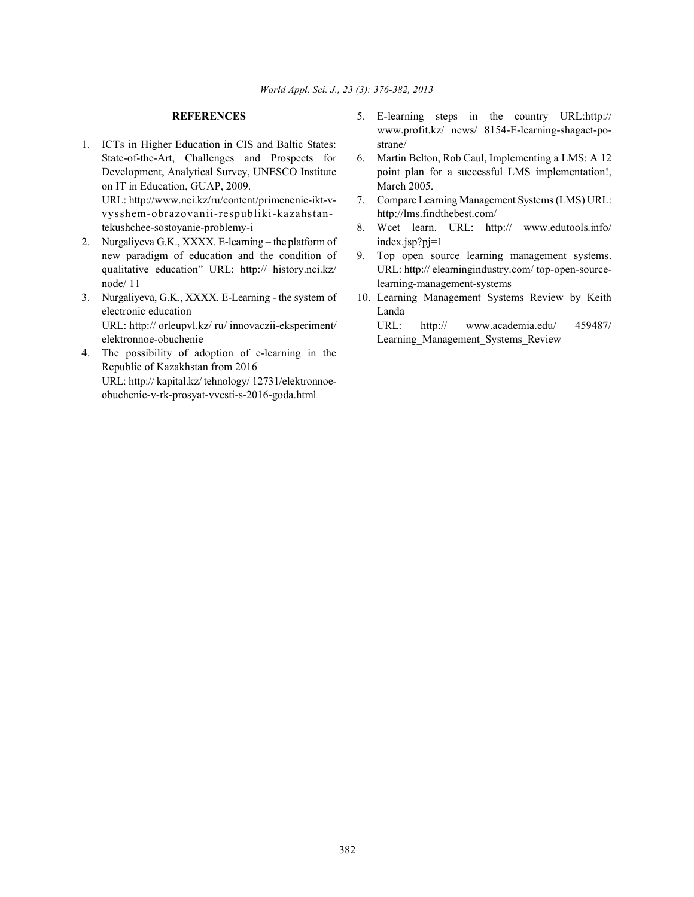## REFERENCES

1. ICTs in Higher Education in CIS and Baltic States: State-of-the-Art, Challenges and Prospects for Development, Analytical Survey, UNESCO Institute on IT in Education, GUAP, 2009.
   URL: http://www.nci.kz/ru/content/primenenie-ikt-v-vysshem-obrazovanii-respubliki-kazahstan-tekushchee-sostoyanie-problemy-i
2. Nurgaliyeva G.K., XXXX. E-learning – the platform of new paradigm of education and the condition of qualitative education" URL: http:// history.nci.kz/ node/ 11
3. Nurgaliyeva, G.K., XXXX. E-Learning - the system of electronic education
   URL: http:// orleupvl.kz/ ru/ innovaczii-eksperiment/ elektronnoe-obuchenie
4. The possibility of adoption of e-learning in the Republic of Kazakhstan from 2016
   URL: http:// kapital.kz/ tehnology/ 12731/elektronnoe-obuchenie-v-rk-prosyat-vvesti-s-2016-goda.html
5. E-learning steps in the country URL:http:// www.profit.kz/ news/ 8154-E-learning-shagaet-po-strane/
6. Martin Belton, Rob Caul, Implementing a LMS: A 12 point plan for a successful LMS implementation!, March 2005.
7. Compare Learning Management Systems (LMS) URL: http://lms.findthebest.com/
8. Wcet learn. URL: http:// www.edutools.info/ index.jsp?pj=1
9. Top open source learning management systems. URL: http:// elearningindustry.com/ top-open-source-learning-management-systems
10. Learning Management Systems Review by Keith Landa
    URL: http:// www.academia.edu/ 459487/ Learning_Management_Systems_Review